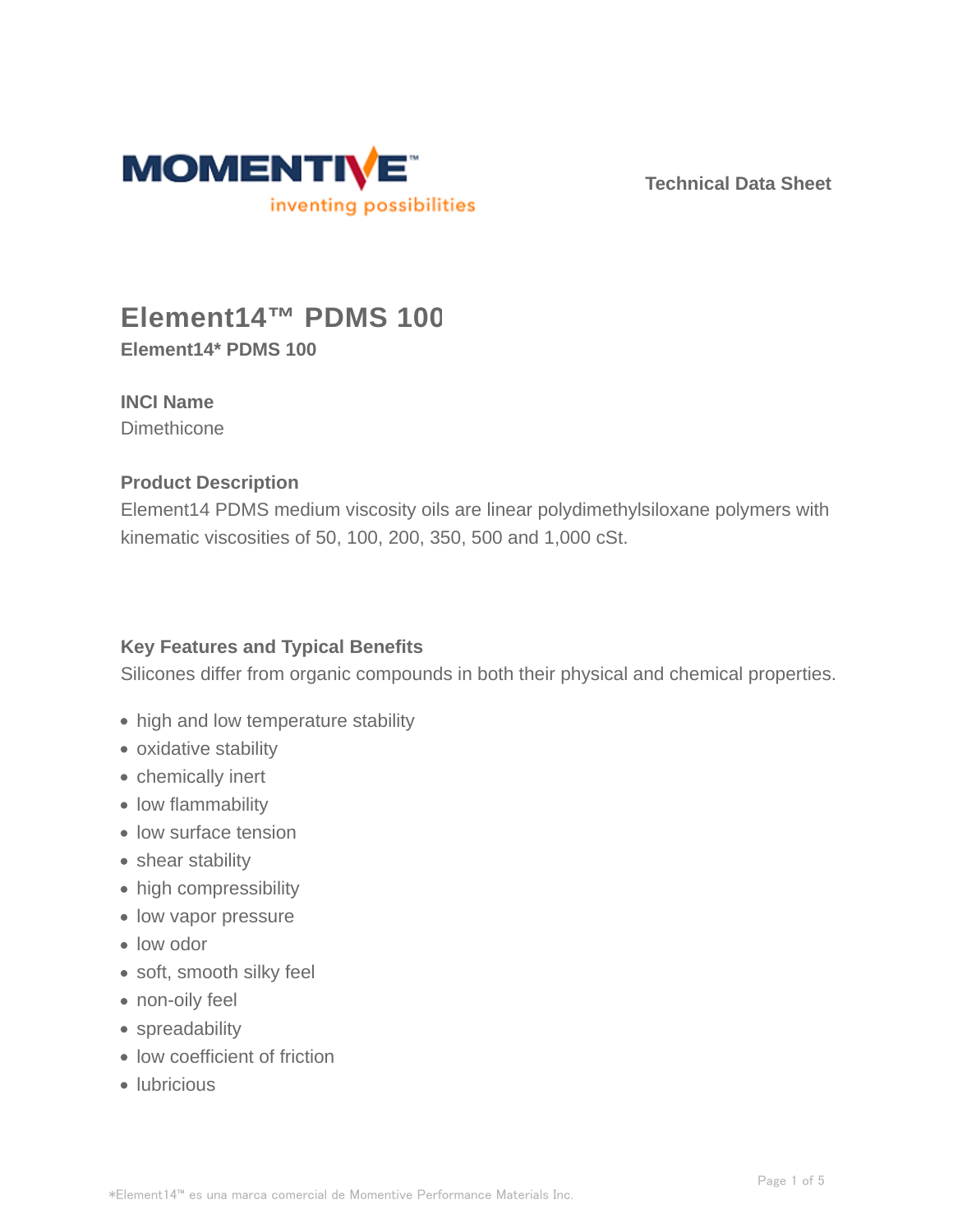# Element14™ PDMS 100

**Element14* PDMS 100**

### INCI Name

Dimethicone

### Product Description

Element14 PDMS medium viscosity oils are linear polydimethylsiloxane polymers with kinematic viscosities of 50, 100, 200, 350, 500 and 1,000 cSt.

### Key Features and Typical Benefits

Silicones differ from organic compounds in both their physical and chemical properties.

- high and low temperature stability
- oxidative stability
- chemically inert
- low flammability
- low surface tension
- shear stability
- high compressibility
- low vapor pressure
- low odor
- soft, smooth silky feel
- non-oily feel
- spreadability
- low coefficient of friction
- lubricious

*Element14™ es una marca comercial de Momentive Performance Materials Inc.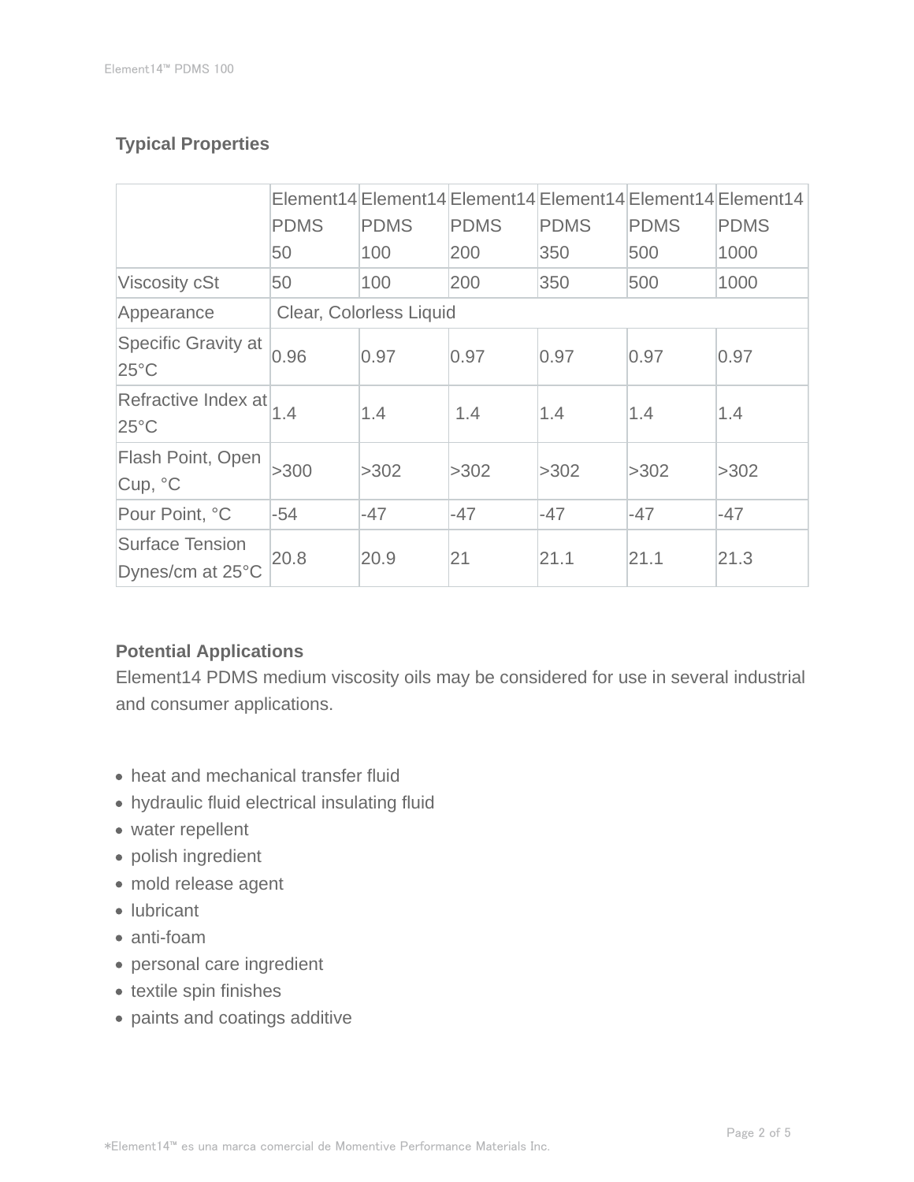## Typical Properties

| | Element14 PDMS 50 | Element14 PDMS 100 | Element14 PDMS 200 | Element14 PDMS 350 | Element14 PDMS 500 | Element14 PDMS 1000 |
|---|---|---|---|---|---|---|
| Viscosity cSt | 50 | 100 | 200 | 350 | 500 | 1000 |
| Appearance | Clear, Colorless Liquid | | | | | |
| Specific Gravity at 25°C | 0.96 | 0.97 | 0.97 | 0.97 | 0.97 | 0.97 |
| Refractive Index at 25°C | 1.4 | 1.4 | 1.4 | 1.4 | 1.4 | 1.4 |
| Flash Point, Open Cup, °C | >300 | >302 | >302 | >302 | >302 | >302 |
| Pour Point, °C | -54 | -47 | -47 | -47 | -47 | -47 |
| Surface Tension Dynes/cm at 25°C | 20.8 | 20.9 | 21 | 21.1 | 21.1 | 21.3 |

## Potential Applications

Element14 PDMS medium viscosity oils may be considered for use in several industrial and consumer applications.

- heat and mechanical transfer fluid
- hydraulic fluid electrical insulating fluid
- water repellent
- polish ingredient
- mold release agent
- lubricant
- anti-foam
- personal care ingredient
- textile spin finishes
- paints and coatings additive

*Element14™ es una marca comercial de Momentive Performance Materials Inc.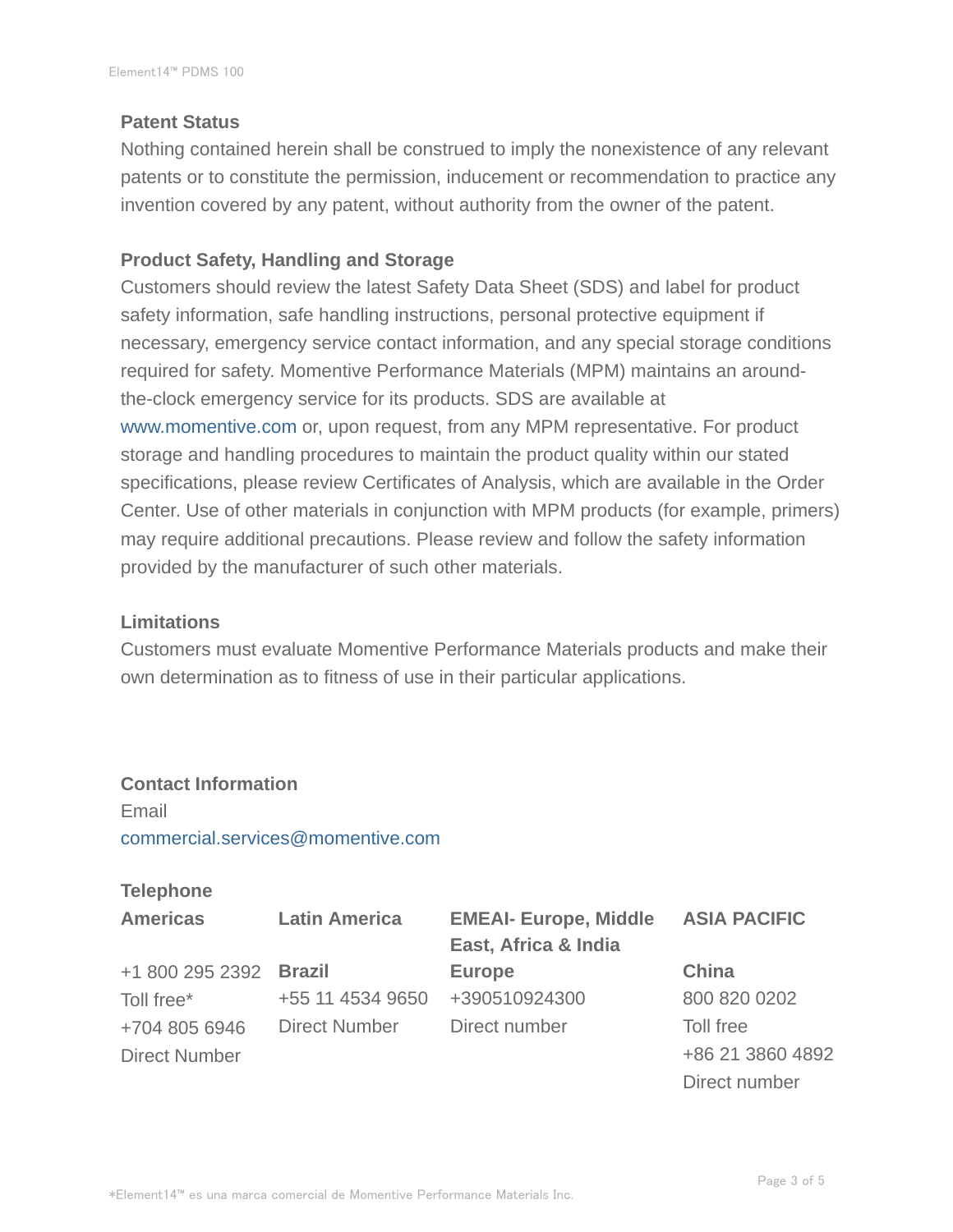## Patent Status

Nothing contained herein shall be construed to imply the nonexistence of any relevant patents or to constitute the permission, inducement or recommendation to practice any invention covered by any patent, without authority from the owner of the patent.

## Product Safety, Handling and Storage

Customers should review the latest Safety Data Sheet (SDS) and label for product safety information, safe handling instructions, personal protective equipment if necessary, emergency service contact information, and any special storage conditions required for safety. Momentive Performance Materials (MPM) maintains an around-the-clock emergency service for its products. SDS are available at www.momentive.com or, upon request, from any MPM representative. For product storage and handling procedures to maintain the product quality within our stated specifications, please review Certificates of Analysis, which are available in the Order Center. Use of other materials in conjunction with MPM products (for example, primers) may require additional precautions. Please review and follow the safety information provided by the manufacturer of such other materials.

## Limitations

Customers must evaluate Momentive Performance Materials products and make their own determination as to fitness of use in their particular applications.

## Contact Information

Email

commercial.services@momentive.com

### Telephone

| Americas | Latin America | EMEAI- Europe, Middle East, Africa & India | ASIA PACIFIC |
|---|---|---|---|
| +1 800 295 2392 | **Brazil** | **Europe** | **China** |
| Toll free* | +55 11 4534 9650 | +390510924300 | 800 820 0202 |
| +704 805 6946 | Direct Number | Direct number | Toll free |
| Direct Number | | | +86 21 3860 4892 |
| | | | Direct number |

*Element14™ es una marca comercial de Momentive Performance Materials Inc.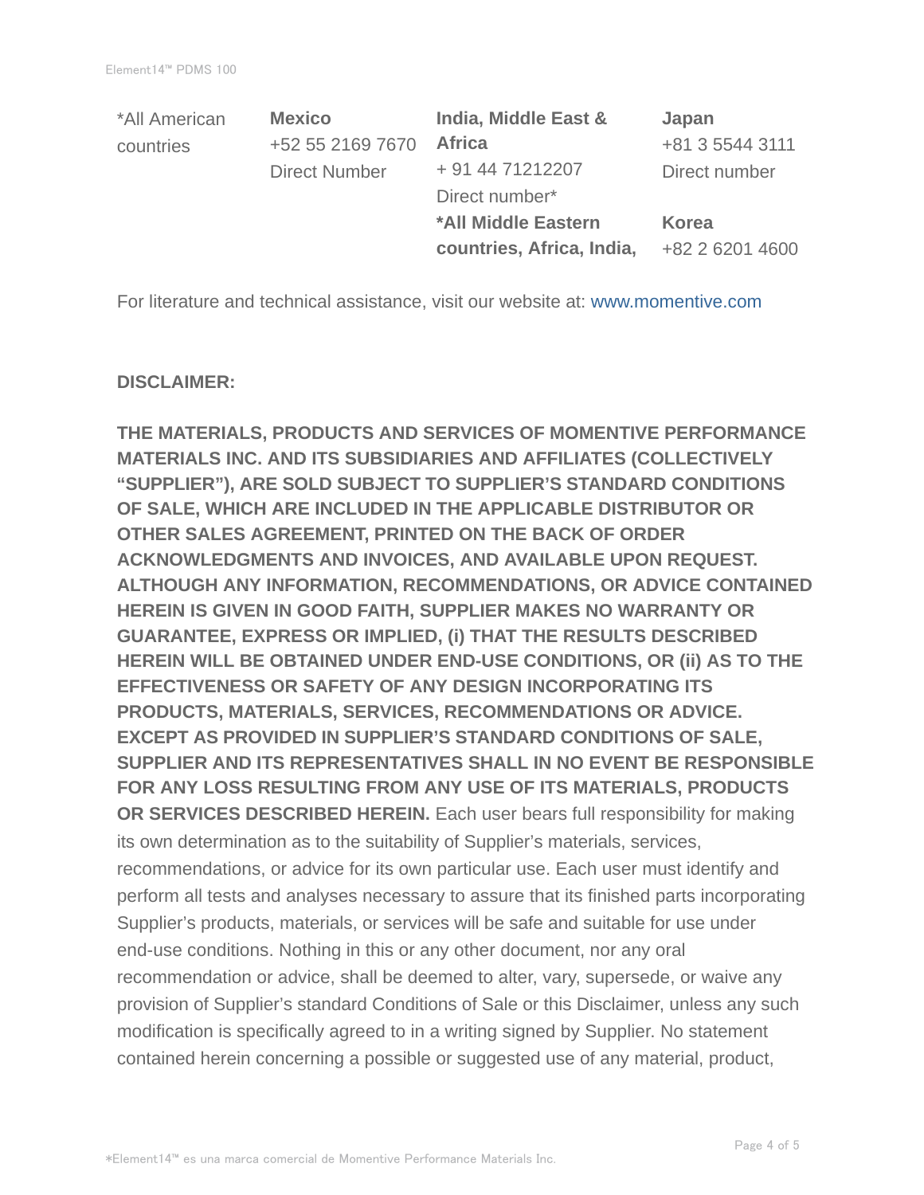| *All American countries | **Mexico** | **India, Middle East & Africa** | **Japan** |
|---|---|---|---|
| | +52 55 2169 7670 | + 91 44 71212207 | +81 3 5544 3111 |
| | Direct Number | Direct number* | Direct number |
| | | ***All Middle Eastern countries, Africa, India,** | **Korea** |
| | | | +82 2 6201 4600 |

For literature and technical assistance, visit our website at: www.momentive.com

**DISCLAIMER:**

**THE MATERIALS, PRODUCTS AND SERVICES OF MOMENTIVE PERFORMANCE MATERIALS INC. AND ITS SUBSIDIARIES AND AFFILIATES (COLLECTIVELY "SUPPLIER"), ARE SOLD SUBJECT TO SUPPLIER'S STANDARD CONDITIONS OF SALE, WHICH ARE INCLUDED IN THE APPLICABLE DISTRIBUTOR OR OTHER SALES AGREEMENT, PRINTED ON THE BACK OF ORDER ACKNOWLEDGMENTS AND INVOICES, AND AVAILABLE UPON REQUEST. ALTHOUGH ANY INFORMATION, RECOMMENDATIONS, OR ADVICE CONTAINED HEREIN IS GIVEN IN GOOD FAITH, SUPPLIER MAKES NO WARRANTY OR GUARANTEE, EXPRESS OR IMPLIED, (i) THAT THE RESULTS DESCRIBED HEREIN WILL BE OBTAINED UNDER END-USE CONDITIONS, OR (ii) AS TO THE EFFECTIVENESS OR SAFETY OF ANY DESIGN INCORPORATING ITS PRODUCTS, MATERIALS, SERVICES, RECOMMENDATIONS OR ADVICE. EXCEPT AS PROVIDED IN SUPPLIER'S STANDARD CONDITIONS OF SALE, SUPPLIER AND ITS REPRESENTATIVES SHALL IN NO EVENT BE RESPONSIBLE FOR ANY LOSS RESULTING FROM ANY USE OF ITS MATERIALS, PRODUCTS OR SERVICES DESCRIBED HEREIN.** Each user bears full responsibility for making its own determination as to the suitability of Supplier's materials, services, recommendations, or advice for its own particular use. Each user must identify and perform all tests and analyses necessary to assure that its finished parts incorporating Supplier's products, materials, or services will be safe and suitable for use under end-use conditions. Nothing in this or any other document, nor any oral recommendation or advice, shall be deemed to alter, vary, supersede, or waive any provision of Supplier's standard Conditions of Sale or this Disclaimer, unless any such modification is specifically agreed to in a writing signed by Supplier. No statement contained herein concerning a possible or suggested use of any material, product,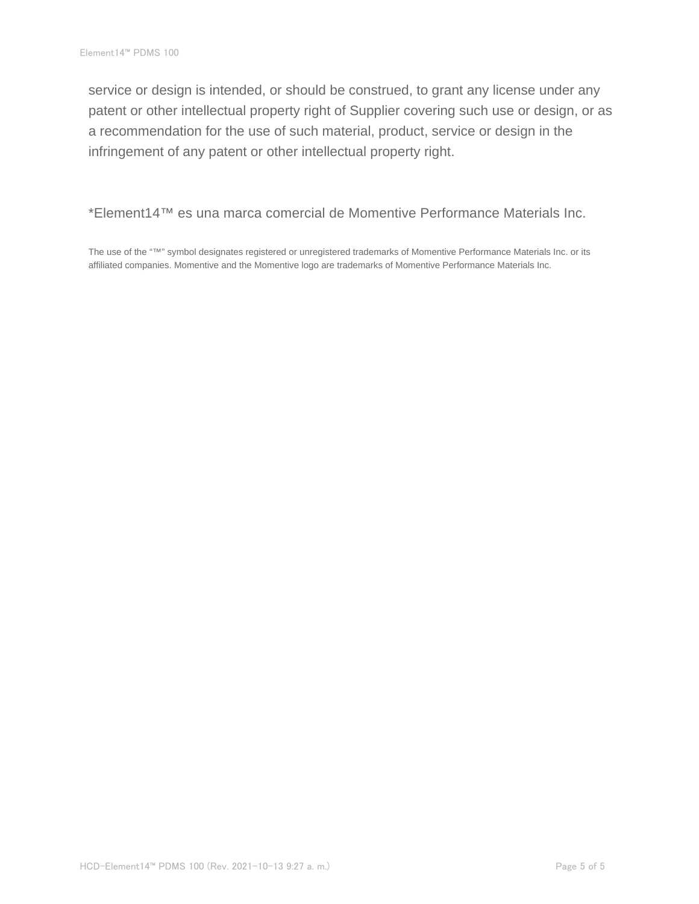service or design is intended, or should be construed, to grant any license under any patent or other intellectual property right of Supplier covering such use or design, or as a recommendation for the use of such material, product, service or design in the infringement of any patent or other intellectual property right.

*Element14™ es una marca comercial de Momentive Performance Materials Inc.

The use of the "™" symbol designates registered or unregistered trademarks of Momentive Performance Materials Inc. or its affiliated companies. Momentive and the Momentive logo are trademarks of Momentive Performance Materials Inc.